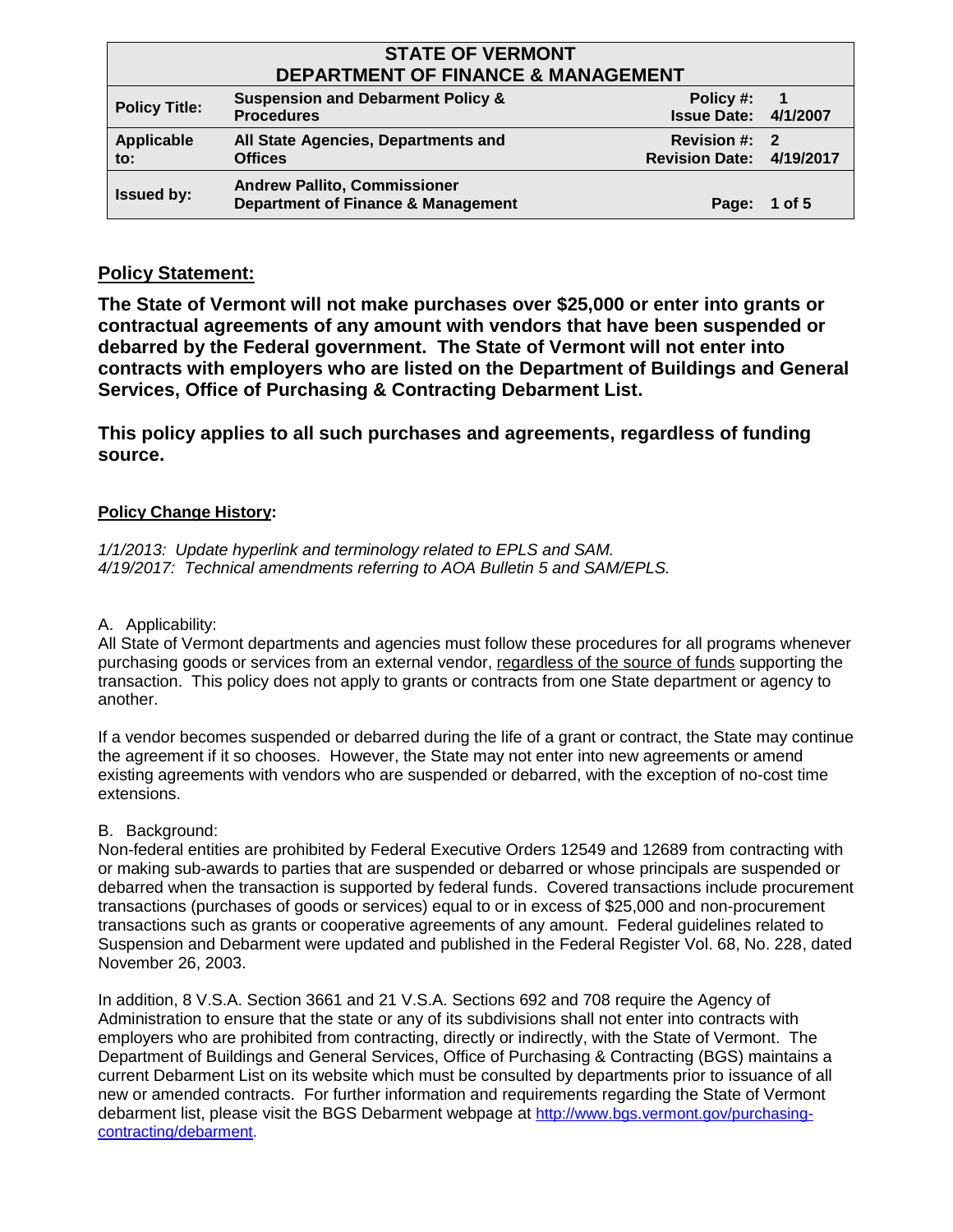| STATE OF VERMONT<br>DEPARTMENT OF FINANCE & MANAGEMENT | | | |
|---|---|---|---|
| **Policy Title:** | **Suspension and Debarment Policy & Procedures** | **Policy #:**<br>**Issue Date:** | **1**<br>**4/1/2007** |
| **Applicable to:** | **All State Agencies, Departments and Offices** | **Revision #:**<br>**Revision Date:** | **2**<br>**4/19/2017** |
| **Issued by:** | **Andrew Pallito, Commissioner**<br>**Department of Finance & Management** | **Page:** | **1 of 5** |

## Policy Statement:

**The State of Vermont will not make purchases over $25,000 or enter into grants or contractual agreements of any amount with vendors that have been suspended or debarred by the Federal government. The State of Vermont will not enter into contracts with employers who are listed on the Department of Buildings and General Services, Office of Purchasing & Contracting Debarment List.**

**This policy applies to all such purchases and agreements, regardless of funding source.**

**Policy Change History:**

*1/1/2013: Update hyperlink and terminology related to EPLS and SAM.*
*4/19/2017: Technical amendments referring to AOA Bulletin 5 and SAM/EPLS.*

A. Applicability:
All State of Vermont departments and agencies must follow these procedures for all programs whenever purchasing goods or services from an external vendor, regardless of the source of funds supporting the transaction. This policy does not apply to grants or contracts from one State department or agency to another.

If a vendor becomes suspended or debarred during the life of a grant or contract, the State may continue the agreement if it so chooses. However, the State may not enter into new agreements or amend existing agreements with vendors who are suspended or debarred, with the exception of no-cost time extensions.

B. Background:
Non-federal entities are prohibited by Federal Executive Orders 12549 and 12689 from contracting with or making sub-awards to parties that are suspended or debarred or whose principals are suspended or debarred when the transaction is supported by federal funds. Covered transactions include procurement transactions (purchases of goods or services) equal to or in excess of $25,000 and non-procurement transactions such as grants or cooperative agreements of any amount. Federal guidelines related to Suspension and Debarment were updated and published in the Federal Register Vol. 68, No. 228, dated November 26, 2003.

In addition, 8 V.S.A. Section 3661 and 21 V.S.A. Sections 692 and 708 require the Agency of Administration to ensure that the state or any of its subdivisions shall not enter into contracts with employers who are prohibited from contracting, directly or indirectly, with the State of Vermont. The Department of Buildings and General Services, Office of Purchasing & Contracting (BGS) maintains a current Debarment List on its website which must be consulted by departments prior to issuance of all new or amended contracts. For further information and requirements regarding the State of Vermont debarment list, please visit the BGS Debarment webpage at http://www.bgs.vermont.gov/purchasing-contracting/debarment.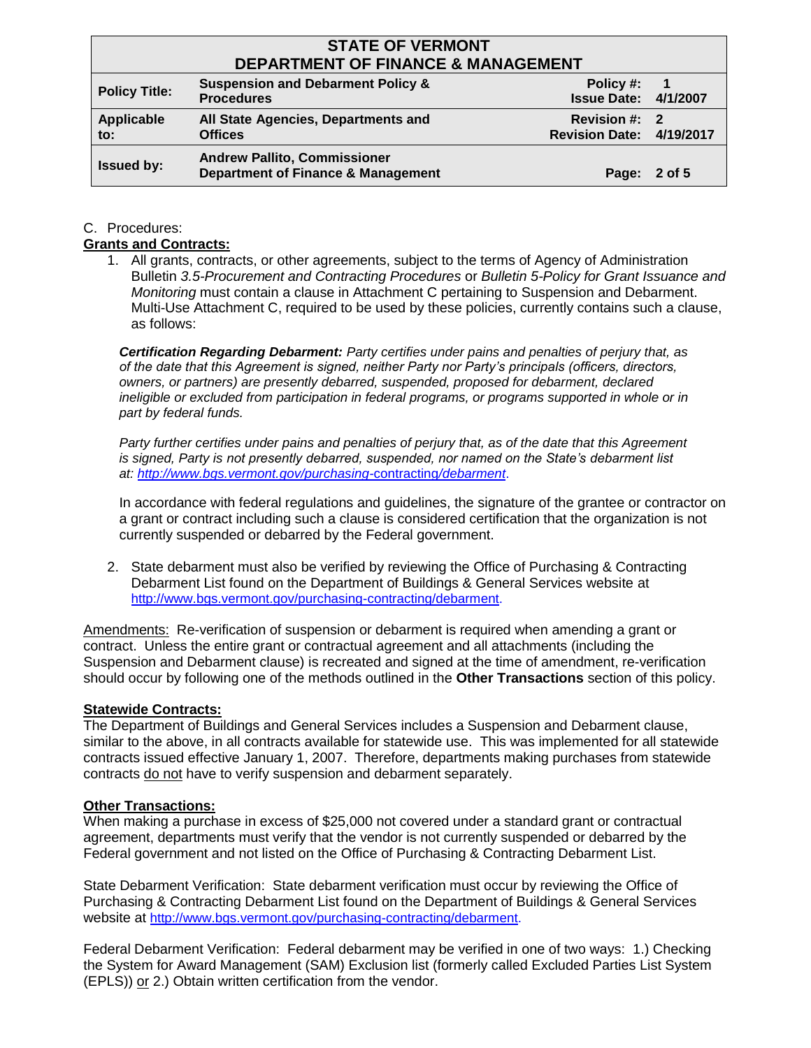C. Procedures:

**Grants and Contracts:**

1. All grants, contracts, or other agreements, subject to the terms of Agency of Administration Bulletin *3.5-Procurement and Contracting Procedures* or *Bulletin 5-Policy for Grant Issuance and Monitoring* must contain a clause in Attachment C pertaining to Suspension and Debarment. Multi-Use Attachment C, required to be used by these policies, currently contains such a clause, as follows:

   ***Certification Regarding Debarment:*** *Party certifies under pains and penalties of perjury that, as of the date that this Agreement is signed, neither Party nor Party's principals (officers, directors, owners, or partners) are presently debarred, suspended, proposed for debarment, declared ineligible or excluded from participation in federal programs, or programs supported in whole or in part by federal funds.*

   *Party further certifies under pains and penalties of perjury that, as of the date that this Agreement is signed, Party is not presently debarred, suspended, nor named on the State's debarment list at: http://www.bgs.vermont.gov/purchasing-contracting/debarment.*

   In accordance with federal regulations and guidelines, the signature of the grantee or contractor on a grant or contract including such a clause is considered certification that the organization is not currently suspended or debarred by the Federal government.

2. State debarment must also be verified by reviewing the Office of Purchasing & Contracting Debarment List found on the Department of Buildings & General Services website at http://www.bgs.vermont.gov/purchasing-contracting/debarment.

Amendments: Re-verification of suspension or debarment is required when amending a grant or contract. Unless the entire grant or contractual agreement and all attachments (including the Suspension and Debarment clause) is recreated and signed at the time of amendment, re-verification should occur by following one of the methods outlined in the **Other Transactions** section of this policy.

**Statewide Contracts:**

The Department of Buildings and General Services includes a Suspension and Debarment clause, similar to the above, in all contracts available for statewide use. This was implemented for all statewide contracts issued effective January 1, 2007. Therefore, departments making purchases from statewide contracts do not have to verify suspension and debarment separately.

**Other Transactions:**

When making a purchase in excess of $25,000 not covered under a standard grant or contractual agreement, departments must verify that the vendor is not currently suspended or debarred by the Federal government and not listed on the Office of Purchasing & Contracting Debarment List.

State Debarment Verification: State debarment verification must occur by reviewing the Office of Purchasing & Contracting Debarment List found on the Department of Buildings & General Services website at http://www.bgs.vermont.gov/purchasing-contracting/debarment.

Federal Debarment Verification: Federal debarment may be verified in one of two ways: 1.) Checking the System for Award Management (SAM) Exclusion list (formerly called Excluded Parties List System (EPLS)) or 2.) Obtain written certification from the vendor.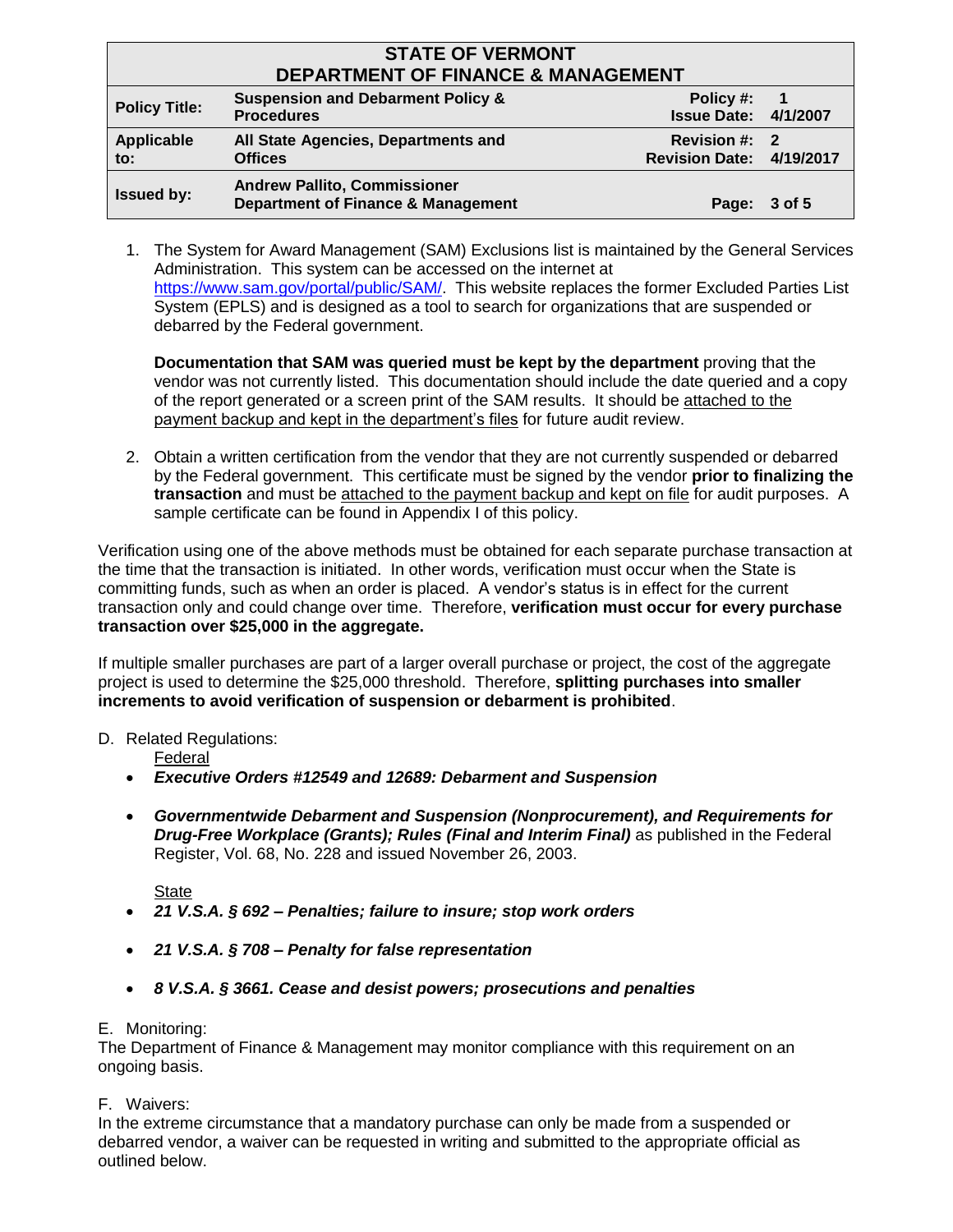1. The System for Award Management (SAM) Exclusions list is maintained by the General Services Administration. This system can be accessed on the internet at https://www.sam.gov/portal/public/SAM/. This website replaces the former Excluded Parties List System (EPLS) and is designed as a tool to search for organizations that are suspended or debarred by the Federal government.

   **Documentation that SAM was queried must be kept by the department** proving that the vendor was not currently listed. This documentation should include the date queried and a copy of the report generated or a screen print of the SAM results. It should be attached to the payment backup and kept in the department's files for future audit review.

2. Obtain a written certification from the vendor that they are not currently suspended or debarred by the Federal government. This certificate must be signed by the vendor **prior to finalizing the transaction** and must be attached to the payment backup and kept on file for audit purposes. A sample certificate can be found in Appendix I of this policy.

Verification using one of the above methods must be obtained for each separate purchase transaction at the time that the transaction is initiated. In other words, verification must occur when the State is committing funds, such as when an order is placed. A vendor's status is in effect for the current transaction only and could change over time. Therefore, **verification must occur for every purchase transaction over $25,000 in the aggregate.**

If multiple smaller purchases are part of a larger overall purchase or project, the cost of the aggregate project is used to determine the $25,000 threshold. Therefore, **splitting purchases into smaller increments to avoid verification of suspension or debarment is prohibited**.

D. Related Regulations:

Federal

- ***Executive Orders #12549 and 12689: Debarment and Suspension***
- ***Governmentwide Debarment and Suspension (Nonprocurement), and Requirements for Drug-Free Workplace (Grants); Rules (Final and Interim Final)*** as published in the Federal Register, Vol. 68, No. 228 and issued November 26, 2003.

State

- ***21 V.S.A. § 692 – Penalties; failure to insure; stop work orders***
- ***21 V.S.A. § 708 – Penalty for false representation***
- ***8 V.S.A. § 3661. Cease and desist powers; prosecutions and penalties***

E. Monitoring:

The Department of Finance & Management may monitor compliance with this requirement on an ongoing basis.

F. Waivers:

In the extreme circumstance that a mandatory purchase can only be made from a suspended or debarred vendor, a waiver can be requested in writing and submitted to the appropriate official as outlined below.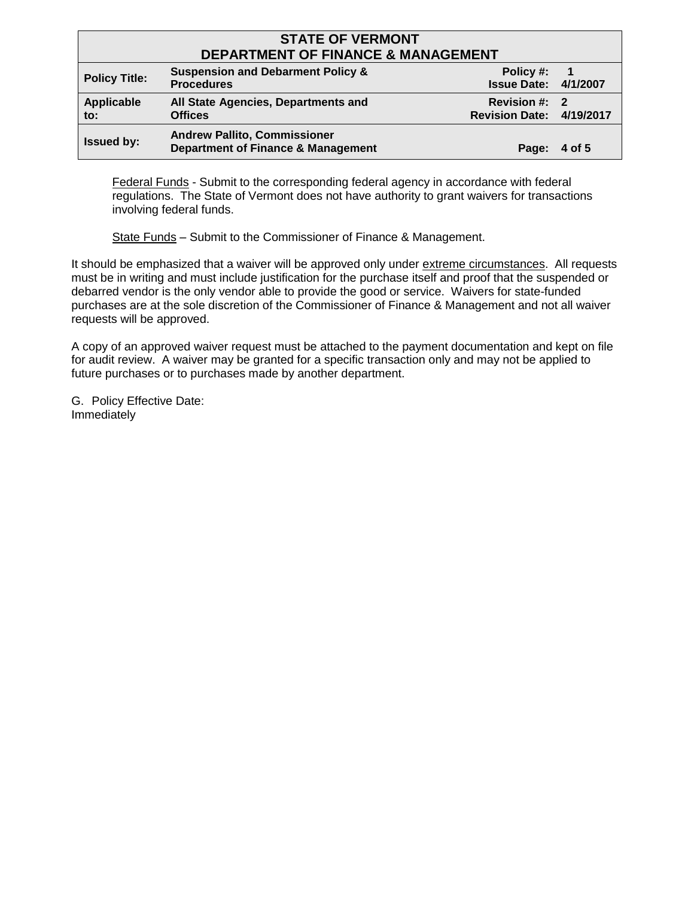<u>Federal Funds</u> - Submit to the corresponding federal agency in accordance with federal regulations. The State of Vermont does not have authority to grant waivers for transactions involving federal funds.

<u>State Funds</u> – Submit to the Commissioner of Finance & Management.

It should be emphasized that a waiver will be approved only under <u>extreme circumstances</u>. All requests must be in writing and must include justification for the purchase itself and proof that the suspended or debarred vendor is the only vendor able to provide the good or service. Waivers for state-funded purchases are at the sole discretion of the Commissioner of Finance & Management and not all waiver requests will be approved.

A copy of an approved waiver request must be attached to the payment documentation and kept on file for audit review. A waiver may be granted for a specific transaction only and may not be applied to future purchases or to purchases made by another department.

G. Policy Effective Date:
Immediately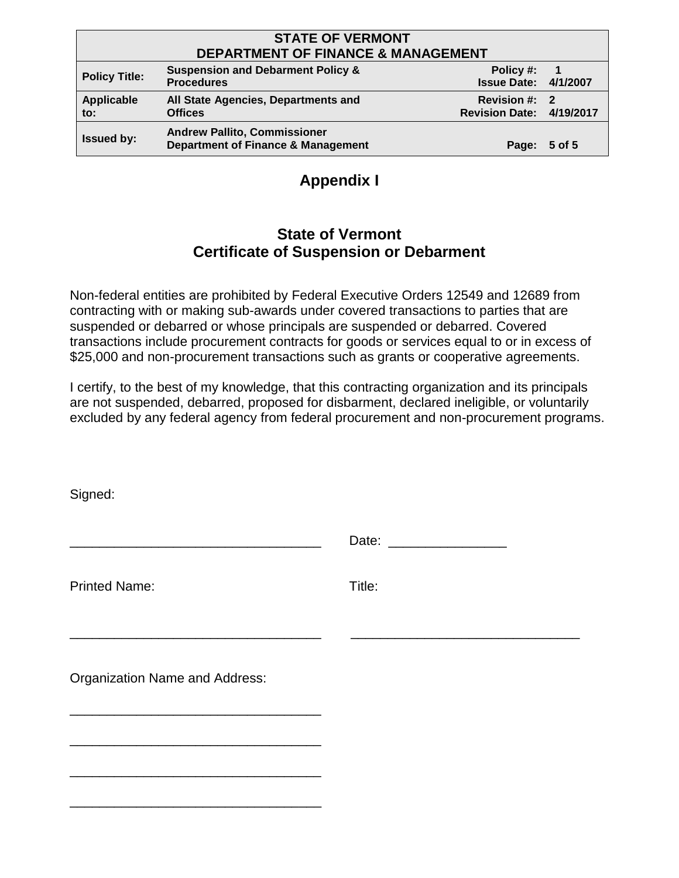# Appendix I

## State of Vermont
## Certificate of Suspension or Debarment

Non-federal entities are prohibited by Federal Executive Orders 12549 and 12689 from contracting with or making sub-awards under covered transactions to parties that are suspended or debarred or whose principals are suspended or debarred. Covered transactions include procurement contracts for goods or services equal to or in excess of $25,000 and non-procurement transactions such as grants or cooperative agreements.

I certify, to the best of my knowledge, that this contracting organization and its principals are not suspended, debarred, proposed for disbarment, declared ineligible, or voluntarily excluded by any federal agency from federal procurement and non-procurement programs.

Signed:

_________________________________ Date: ________________

Printed Name: Title:

_________________________________ _______________________________

Organization Name and Address:

_________________________________

_________________________________

_________________________________

_________________________________